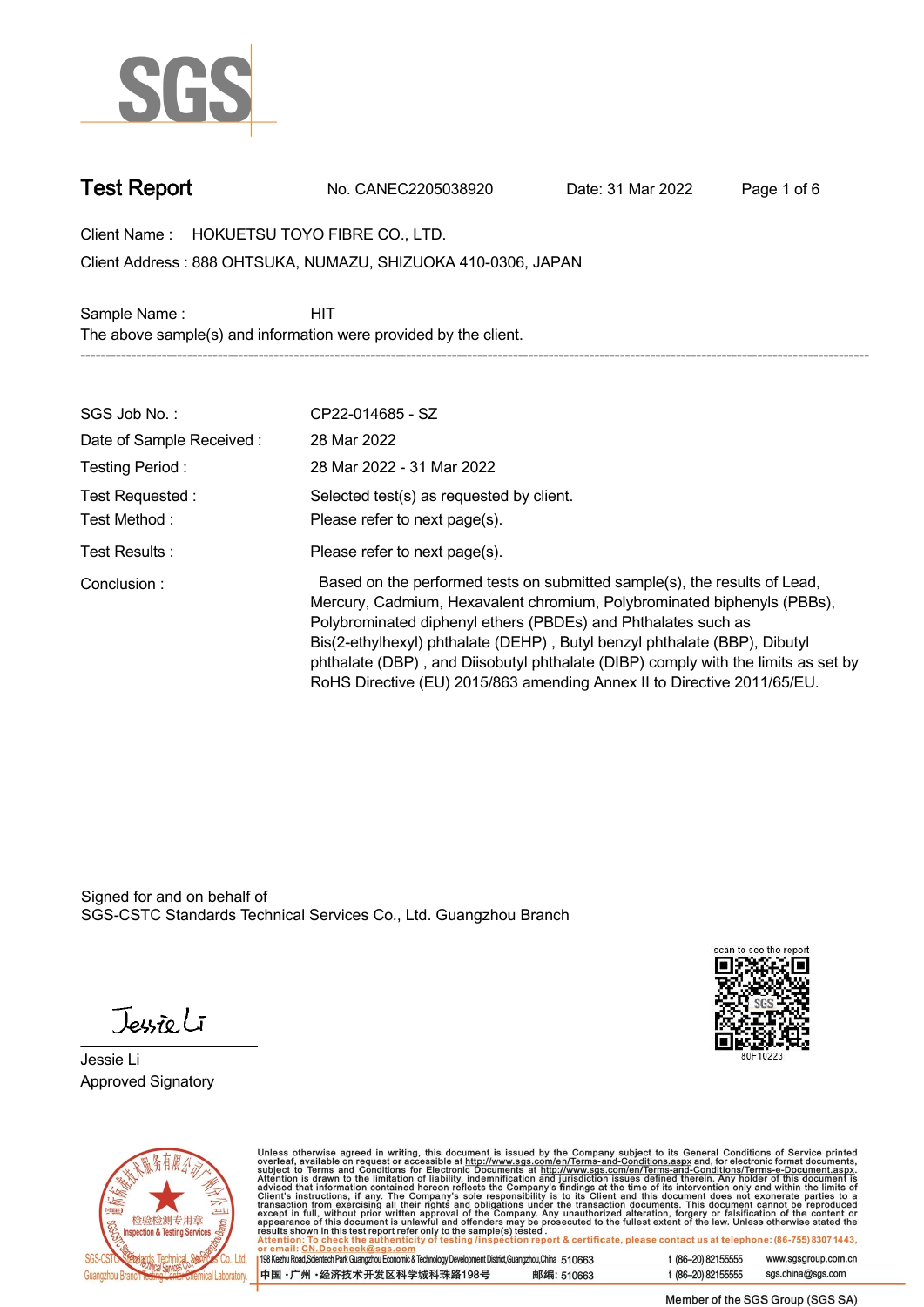SGS

# Test Report

No. CANEC2205038920 Date: 31 Mar 2022

Client Name : HOKUETSU TOYO FIBRE CO., LTD.

Client Address : 888 OHTSUKA, NUMAZU, SHIZUOKA 410-0306, JAPAN

Sample Name : HIT

The above sample(s) and information were provided by the client.

---

| | |
|---|---|
| SGS Job No. : | CP22-014685 - SZ |
| Date of Sample Received : | 28 Mar 2022 |
| Testing Period : | 28 Mar 2022 - 31 Mar 2022 |
| Test Requested : | Selected test(s) as requested by client. |
| Test Method : | Please refer to next page(s). |
| Test Results : | Please refer to next page(s). |
| Conclusion : | Based on the performed tests on submitted sample(s), the results of Lead, Mercury, Cadmium, Hexavalent chromium, Polybrominated biphenyls (PBBs), Polybrominated diphenyl ethers (PBDEs) and Phthalates such as Bis(2-ethylhexyl) phthalate (DEHP) , Butyl benzyl phthalate (BBP), Dibutyl phthalate (DBP) , and Diisobutyl phthalate (DIBP) comply with the limits as set by RoHS Directive (EU) 2015/863 amending Annex II to Directive 2011/65/EU. |

Signed for and on behalf of
SGS-CSTC Standards Technical Services Co., Ltd. Guangzhou Branch

scan to see the report
80F10223

Jessie Li
Approved Signatory

Unless otherwise agreed in writing, this document is issued by the Company subject to its General Conditions of Service printed overleaf, available on request or accessible at http://www.sgs.com/en/Terms-and-Conditions.aspx and, for electronic format documents, subject to Terms and Conditions for Electronic Documents at http://www.sgs.com/en/Terms-and-Conditions/Terms-e-Document.aspx. Attention is drawn to the limitation of liability, indemnification and jurisdiction issues defined therein. Any holder of this document is advised that information contained hereon reflects the Company's findings at the time of its intervention only and within the limits of Client's instructions, if any. The Company's sole responsibility is to its Client and this document does not exonerate parties to a transaction from exercising all their rights and obligations under the transaction documents. This document cannot be reproduced except in full, without prior written approval of the Company. Any unauthorized alteration, forgery or falsification of the content or appearance of this document is unlawful and offenders may be prosecuted to the fullest extent of the law. Unless otherwise stated the results shown in this test report refer only to the sample(s) tested .
Attention: To check the authenticity of testing /inspection report & certificate, please contact us at telephone: (86-755) 8307 1443, or email: CN.Doccheck@sgs.com

198 Kezhu Road,Scientech Park Guangzhou Economic & Technology Development District,Guangzhou,China 510663 t (86–20) 82155555 www.sgsgroup.com.cn
中国 ·广州 ·经济技术开发区科学城科珠路198号 邮编: 510663 t (86–20) 82155555 sgs.china@sgs.com

Member of the SGS Group (SGS SA)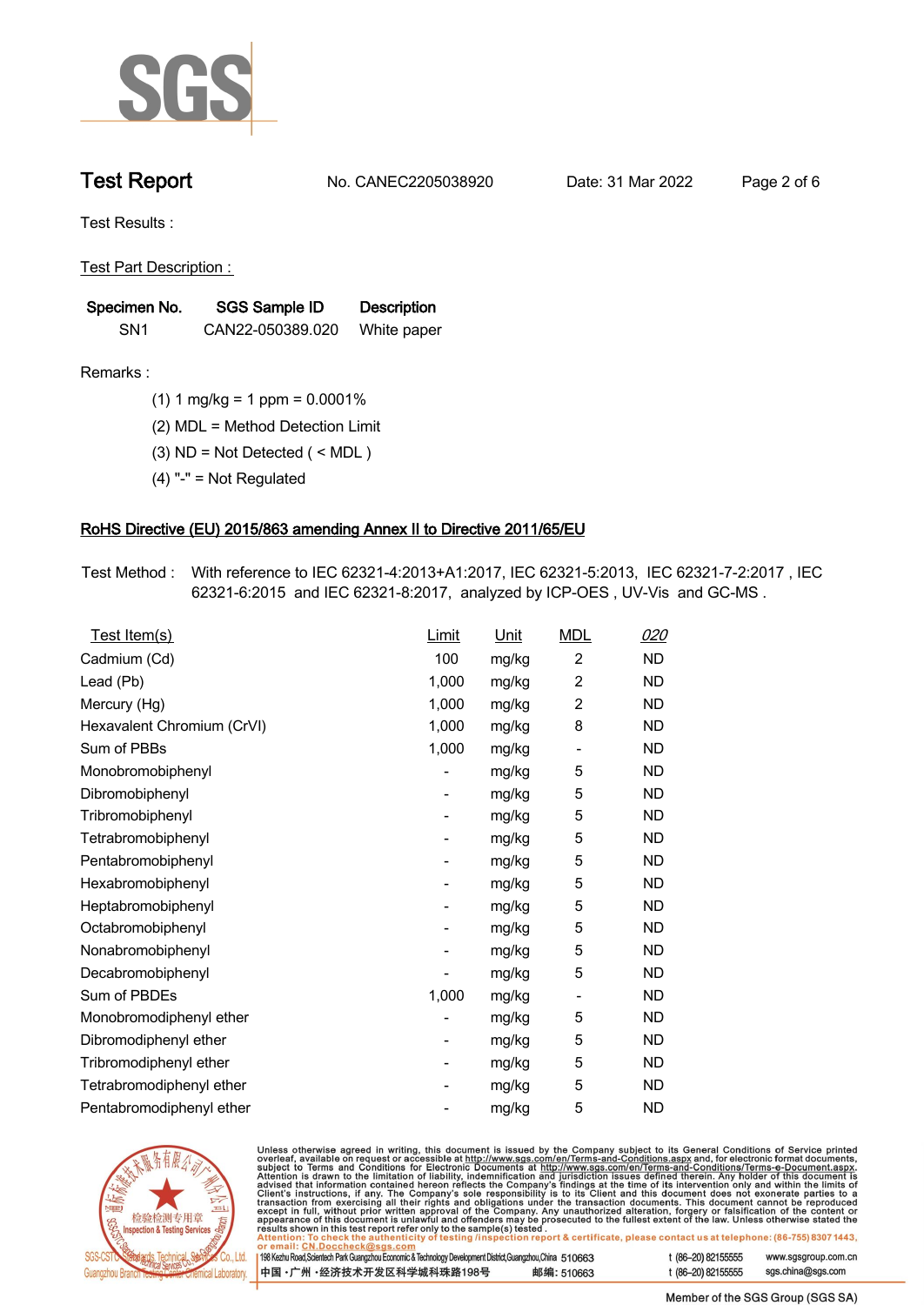Test Results :

Test Part Description :

| Specimen No. | SGS Sample ID | Description |
|---|---|---|
| SN1 | CAN22-050389.020 | White paper |

Remarks :

(1) 1 mg/kg = 1 ppm = 0.0001%

(2) MDL = Method Detection Limit

(3) ND = Not Detected ( < MDL )

(4) "-" = Not Regulated

## RoHS Directive (EU) 2015/863 amending Annex II to Directive 2011/65/EU

Test Method : With reference to IEC 62321-4:2013+A1:2017, IEC 62321-5:2013, IEC 62321-7-2:2017 , IEC 62321-6:2015 and IEC 62321-8:2017, analyzed by ICP-OES , UV-Vis and GC-MS .

| Test Item(s) | Limit | Unit | MDL | 020 |
|---|---|---|---|---|
| Cadmium (Cd) | 100 | mg/kg | 2 | ND |
| Lead (Pb) | 1,000 | mg/kg | 2 | ND |
| Mercury (Hg) | 1,000 | mg/kg | 2 | ND |
| Hexavalent Chromium (CrVI) | 1,000 | mg/kg | 8 | ND |
| Sum of PBBs | 1,000 | mg/kg | - | ND |
| Monobromobiphenyl | - | mg/kg | 5 | ND |
| Dibromobiphenyl | - | mg/kg | 5 | ND |
| Tribromobiphenyl | - | mg/kg | 5 | ND |
| Tetrabromobiphenyl | - | mg/kg | 5 | ND |
| Pentabromobiphenyl | - | mg/kg | 5 | ND |
| Hexabromobiphenyl | - | mg/kg | 5 | ND |
| Heptabromobiphenyl | - | mg/kg | 5 | ND |
| Octabromobiphenyl | - | mg/kg | 5 | ND |
| Nonabromobiphenyl | - | mg/kg | 5 | ND |
| Decabromobiphenyl | - | mg/kg | 5 | ND |
| Sum of PBDEs | 1,000 | mg/kg | - | ND |
| Monobromodiphenyl ether | - | mg/kg | 5 | ND |
| Dibromodiphenyl ether | - | mg/kg | 5 | ND |
| Tribromodiphenyl ether | - | mg/kg | 5 | ND |
| Tetrabromodiphenyl ether | - | mg/kg | 5 | ND |
| Pentabromodiphenyl ether | - | mg/kg | 5 | ND |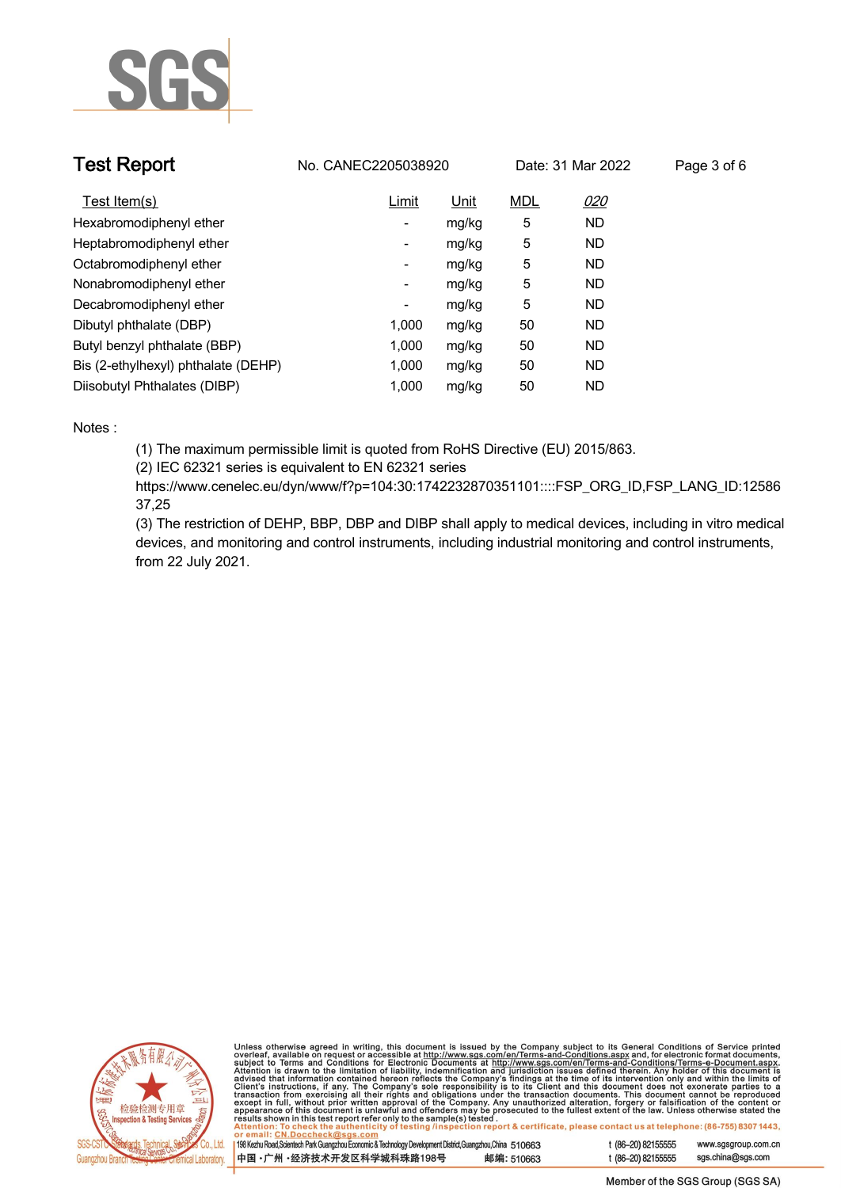| Test Item(s) | Limit | Unit | MDL | 020 |
|---|---|---|---|---|
| Hexabromodiphenyl ether | - | mg/kg | 5 | ND |
| Heptabromodiphenyl ether | - | mg/kg | 5 | ND |
| Octabromodiphenyl ether | - | mg/kg | 5 | ND |
| Nonabromodiphenyl ether | - | mg/kg | 5 | ND |
| Decabromodiphenyl ether | - | mg/kg | 5 | ND |
| Dibutyl phthalate (DBP) | 1,000 | mg/kg | 50 | ND |
| Butyl benzyl phthalate (BBP) | 1,000 | mg/kg | 50 | ND |
| Bis (2-ethylhexyl) phthalate (DEHP) | 1,000 | mg/kg | 50 | ND |
| Diisobutyl Phthalates (DIBP) | 1,000 | mg/kg | 50 | ND |

Notes :

(1) The maximum permissible limit is quoted from RoHS Directive (EU) 2015/863.

(2) IEC 62321 series is equivalent to EN 62321 series
https://www.cenelec.eu/dyn/www/f?p=104:30:1742232870351101::::FSP_ORG_ID,FSP_LANG_ID:1258637,25

(3) The restriction of DEHP, BBP, DBP and DIBP shall apply to medical devices, including in vitro medical devices, and monitoring and control instruments, including industrial monitoring and control instruments, from 22 July 2021.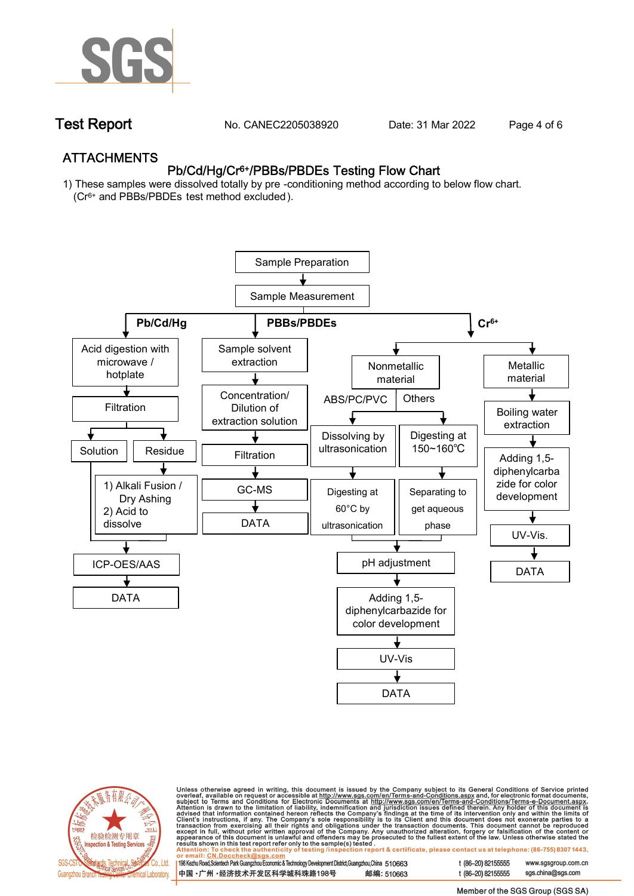## ATTACHMENTS

### $Pb/Cd/Hg/Cr^{6+}$/PBBs/PBDEs Testing Flow Chart

1) These samples were dissolved totally by pre -conditioning method according to below flow chart. ($Cr^{6+}$ and PBBs/PBDEs test method excluded).

Sample Preparation → Sample Measurement

**Pb/Cd/Hg**
- Acid digestion with microwave / hotplate → Filtration
  - Solution
  - Residue → 1) Alkali Fusion / Dry Ashing 2) Acid to dissolve
- → ICP-OES/AAS → DATA

**PBBs/PBDEs**
- Sample solvent extraction → Concentration/ Dilution of extraction solution → Filtration → GC-MS → DATA

**$Cr^{6+}$**
- Nonmetallic material
  - ABS/PC/PVC: Dissolving by ultrasonication → Digesting at 60°C by ultrasonication
  - Others: Digesting at 150~160℃ → Separating to get aqueous phase
  - → pH adjustment → Adding 1,5-diphenylcarbazide for color development → UV-Vis → DATA
- Metallic material → Boiling water extraction → Adding 1,5-diphenylcarbazide for color development → UV-Vis. → DATA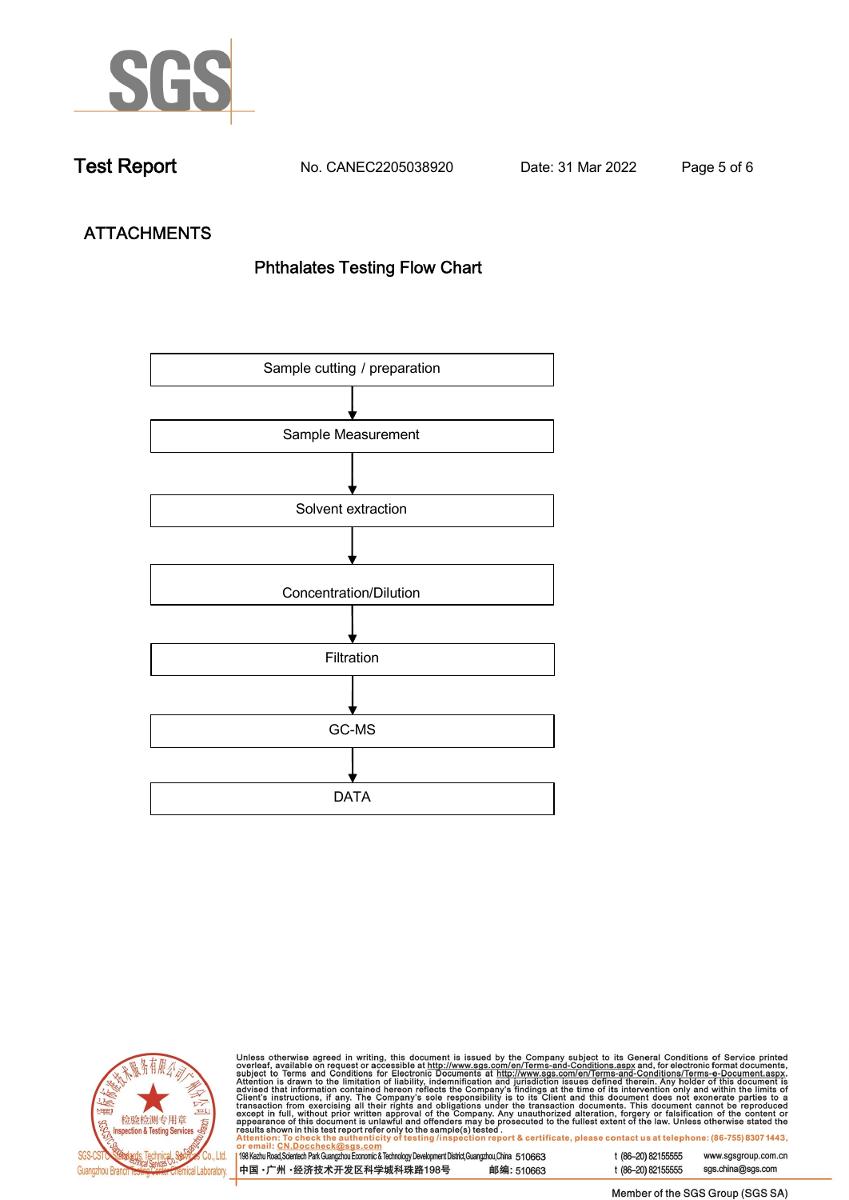Test Report No. CANEC2205038920 Date: 31 Mar 2022

## ATTACHMENTS

### Phthalates Testing Flow Chart

Sample cutting / preparation

↓

Sample Measurement

↓

Solvent extraction

↓

Concentration/Dilution

↓

Filtration

↓

GC-MS

↓

DATA

Unless otherwise agreed in writing, this document is issued by the Company subject to its General Conditions of Service printed overleaf, available on request or accessible at http://www.sgs.com/en/Terms-and-Conditions.aspx and, for electronic format documents, subject to Terms and Conditions for Electronic Documents at http://www.sgs.com/en/Terms-and-Conditions/Terms-e-Document.aspx. Attention is drawn to the limitation of liability, indemnification and jurisdiction issues defined therein. Any holder of this document is advised that information contained hereon reflects the Company's findings at the time of its intervention only and within the limits of Client's instructions, if any. The Company's sole responsibility is to its Client and this document does not exonerate parties to a transaction from exercising all their rights and obligations under the transaction documents. This document cannot be reproduced except in full, without prior written approval of the Company. Any unauthorized alteration, forgery or falsification of the content or appearance of this document is unlawful and offenders may be prosecuted to the fullest extent of the law. Unless otherwise stated the results shown in this test report refer only to the sample(s) tested.
Attention: To check the authenticity of testing /inspection report & certificate, please contact us at telephone: (86-755) 8307 1443, or email: CN.Doccheck@sgs.com

SGS-CSTC Standards Technical Services Co., Ltd. Guangzhou Branch Testing Center Chemical Laboratory.

198 Kezhu Road,Scientech Park Guangzhou Economic & Technology Development District,Guangzhou,China 510663 t (86–20) 82155555 www.sgsgroup.com.cn
中国・广州・经济技术开发区科学城科珠路198号 邮编: 510663 t (86–20) 82155555 sgs.china@sgs.com

Member of the SGS Group (SGS SA)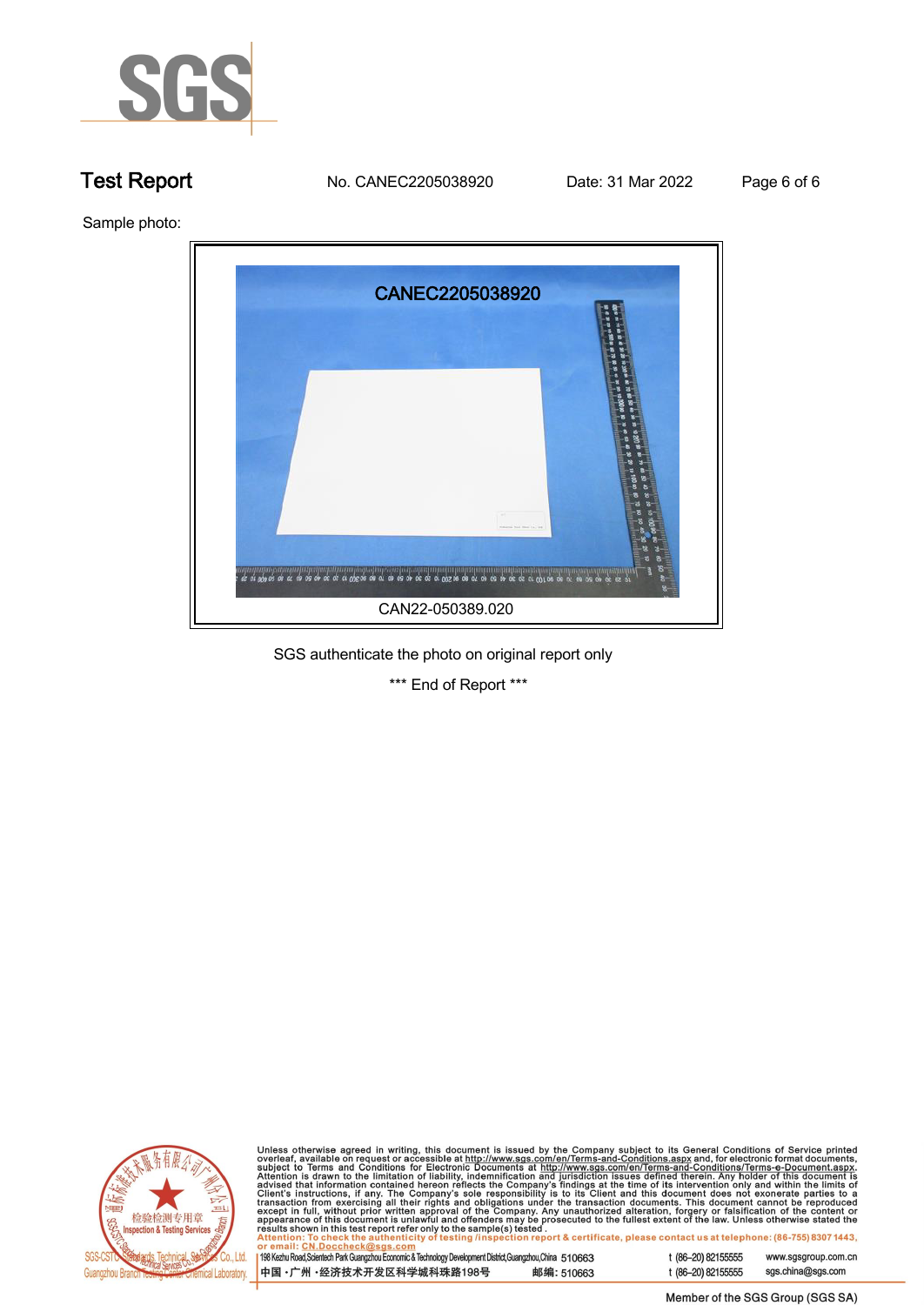Sample photo:

CANEC2205038920

CAN22-050389.020

SGS authenticate the photo on original report only

*** End of Report ***